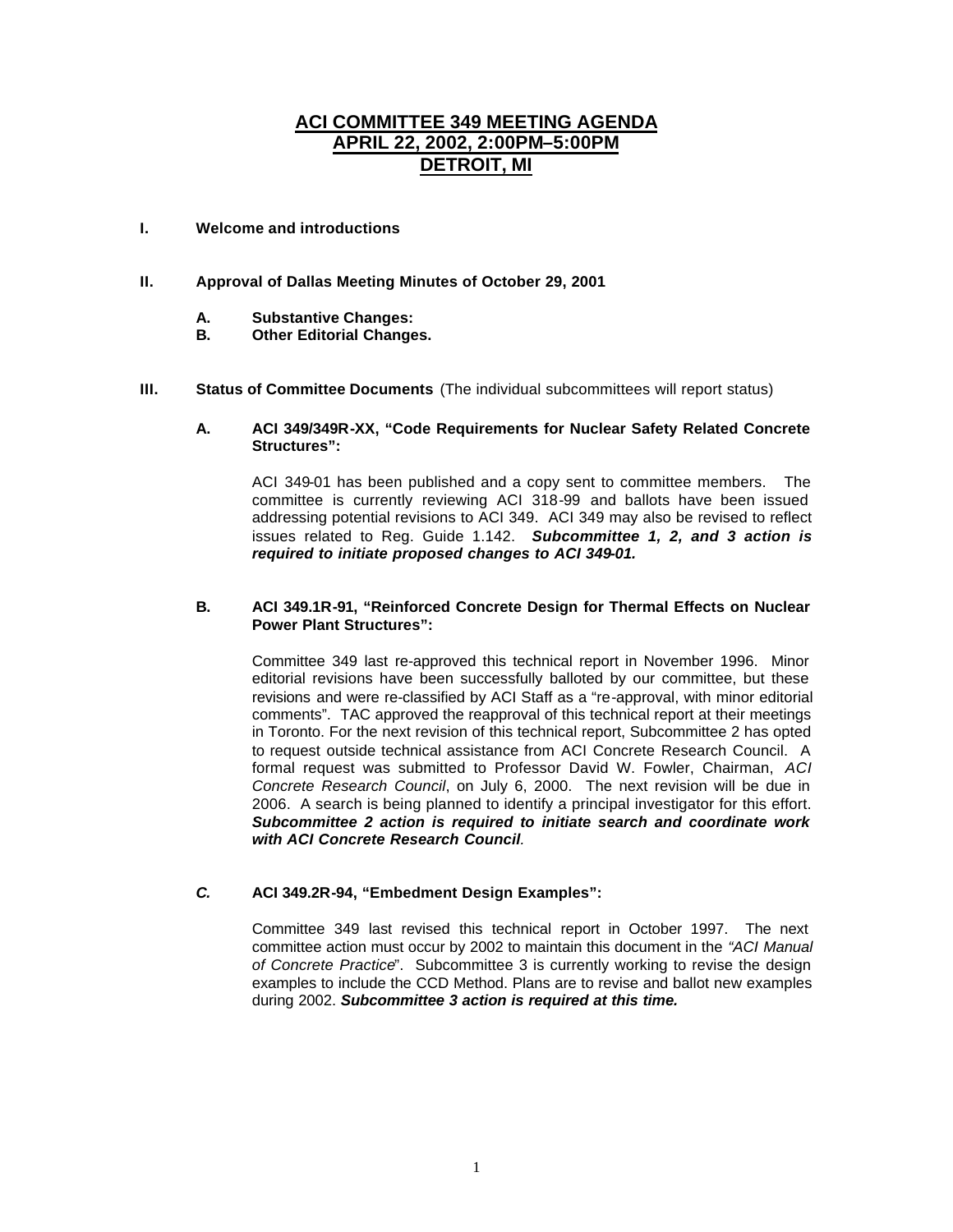# ACI COMMITTEE 349 MEETING AGENDA
# APRIL 22, 2002, 2:00PM–5:00PM
# DETROIT, MI

**I. Welcome and introductions**

**II. Approval of Dallas Meeting Minutes of October 29, 2001**

**A. Substantive Changes:**

**B. Other Editorial Changes.**

**III. Status of Committee Documents** (The individual subcommittees will report status)

**A. ACI 349/349R-XX, "Code Requirements for Nuclear Safety Related Concrete Structures":**

ACI 349-01 has been published and a copy sent to committee members. The committee is currently reviewing ACI 318-99 and ballots have been issued addressing potential revisions to ACI 349. ACI 349 may also be revised to reflect issues related to Reg. Guide 1.142. ***Subcommittee 1, 2, and 3 action is required to initiate proposed changes to ACI 349-01.***

**B. ACI 349.1R-91, "Reinforced Concrete Design for Thermal Effects on Nuclear Power Plant Structures":**

Committee 349 last re-approved this technical report in November 1996. Minor editorial revisions have been successfully balloted by our committee, but these revisions and were re-classified by ACI Staff as a "re-approval, with minor editorial comments". TAC approved the reapproval of this technical report at their meetings in Toronto. For the next revision of this technical report, Subcommittee 2 has opted to request outside technical assistance from ACI Concrete Research Council. A formal request was submitted to Professor David W. Fowler, Chairman, *ACI Concrete Research Council*, on July 6, 2000. The next revision will be due in 2006. A search is being planned to identify a principal investigator for this effort. ***Subcommittee 2 action is required to initiate search and coordinate work with ACI Concrete Research Council***.

***C.*** **ACI 349.2R-94, "Embedment Design Examples":**

Committee 349 last revised this technical report in October 1997. The next committee action must occur by 2002 to maintain this document in the *"ACI Manual of Concrete Practice*". Subcommittee 3 is currently working to revise the design examples to include the CCD Method. Plans are to revise and ballot new examples during 2002. ***Subcommittee 3 action is required at this time.***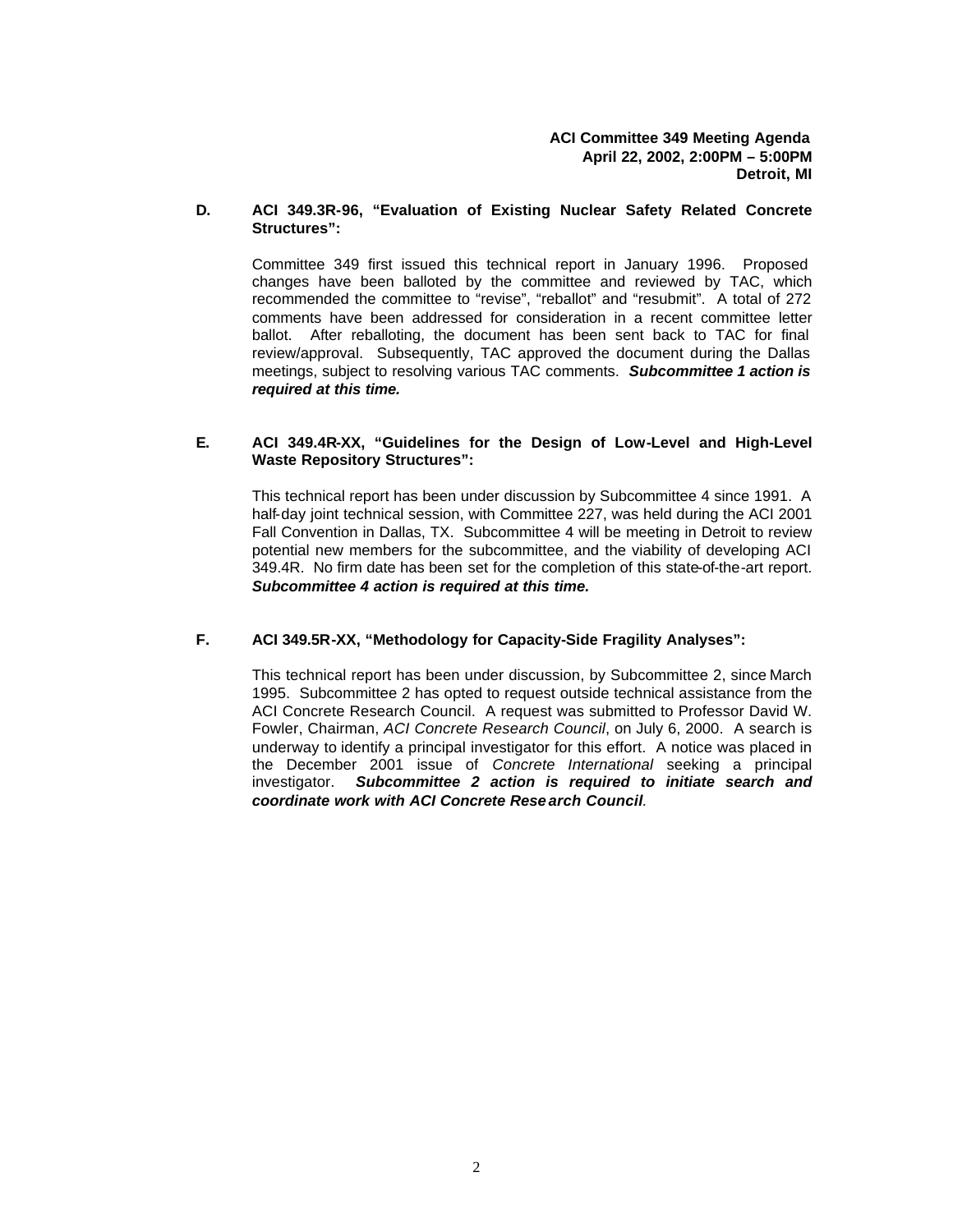**ACI Committee 349 Meeting Agenda**
**April 22, 2002, 2:00PM – 5:00PM**
**Detroit, MI**

**D. ACI 349.3R-96, "Evaluation of Existing Nuclear Safety Related Concrete Structures":**

Committee 349 first issued this technical report in January 1996. Proposed changes have been balloted by the committee and reviewed by TAC, which recommended the committee to "revise", "reballot" and "resubmit". A total of 272 comments have been addressed for consideration in a recent committee letter ballot. After reballoting, the document has been sent back to TAC for final review/approval. Subsequently, TAC approved the document during the Dallas meetings, subject to resolving various TAC comments. ***Subcommittee 1 action is required at this time.***

**E. ACI 349.4R-XX, "Guidelines for the Design of Low-Level and High-Level Waste Repository Structures":**

This technical report has been under discussion by Subcommittee 4 since 1991. A half-day joint technical session, with Committee 227, was held during the ACI 2001 Fall Convention in Dallas, TX. Subcommittee 4 will be meeting in Detroit to review potential new members for the subcommittee, and the viability of developing ACI 349.4R. No firm date has been set for the completion of this state-of-the-art report. ***Subcommittee 4 action is required at this time.***

**F. ACI 349.5R-XX, "Methodology for Capacity-Side Fragility Analyses":**

This technical report has been under discussion, by Subcommittee 2, since March 1995. Subcommittee 2 has opted to request outside technical assistance from the ACI Concrete Research Council. A request was submitted to Professor David W. Fowler, Chairman, *ACI Concrete Research Council*, on July 6, 2000. A search is underway to identify a principal investigator for this effort. A notice was placed in the December 2001 issue of *Concrete International* seeking a principal investigator. ***Subcommittee 2 action is required to initiate search and coordinate work with ACI Concrete Research Council.***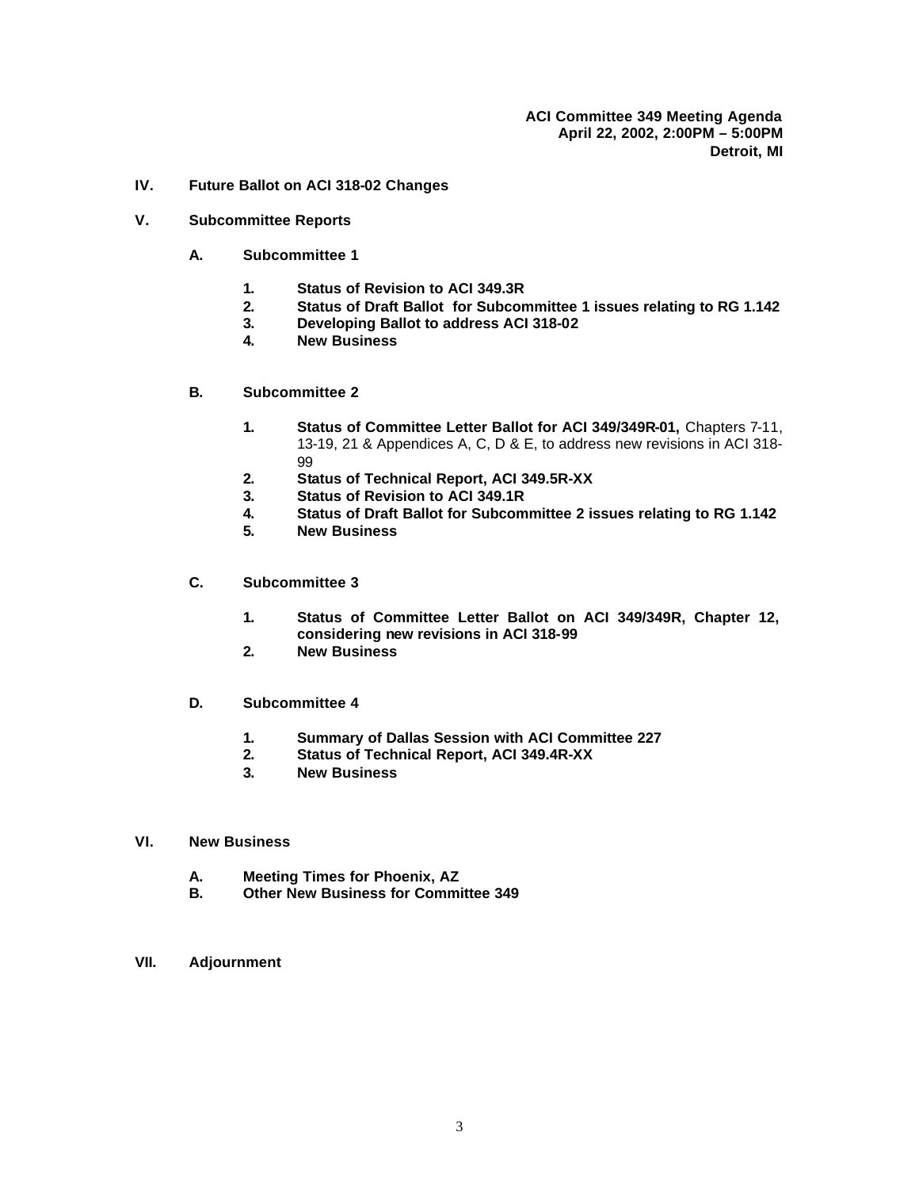**ACI Committee 349 Meeting Agenda**
**April 22, 2002, 2:00PM – 5:00PM**
**Detroit, MI**

**IV. Future Ballot on ACI 318-02 Changes**

**V. Subcommittee Reports**

**A. Subcommittee 1**

1. **Status of Revision to ACI 349.3R**
2. **Status of Draft Ballot for Subcommittee 1 issues relating to RG 1.142**
3. **Developing Ballot to address ACI 318-02**
4. **New Business**

**B. Subcommittee 2**

1. **Status of Committee Letter Ballot for ACI 349/349R-01,** Chapters 7-11, 13-19, 21 & Appendices A, C, D & E, to address new revisions in ACI 318-99
2. **Status of Technical Report, ACI 349.5R-XX**
3. **Status of Revision to ACI 349.1R**
4. **Status of Draft Ballot for Subcommittee 2 issues relating to RG 1.142**
5. **New Business**

**C. Subcommittee 3**

1. **Status of Committee Letter Ballot on ACI 349/349R, Chapter 12, considering new revisions in ACI 318-99**
2. **New Business**

**D. Subcommittee 4**

1. **Summary of Dallas Session with ACI Committee 227**
2. **Status of Technical Report, ACI 349.4R-XX**
3. **New Business**

**VI. New Business**

**A. Meeting Times for Phoenix, AZ**
**B. Other New Business for Committee 349**

**VII. Adjournment**